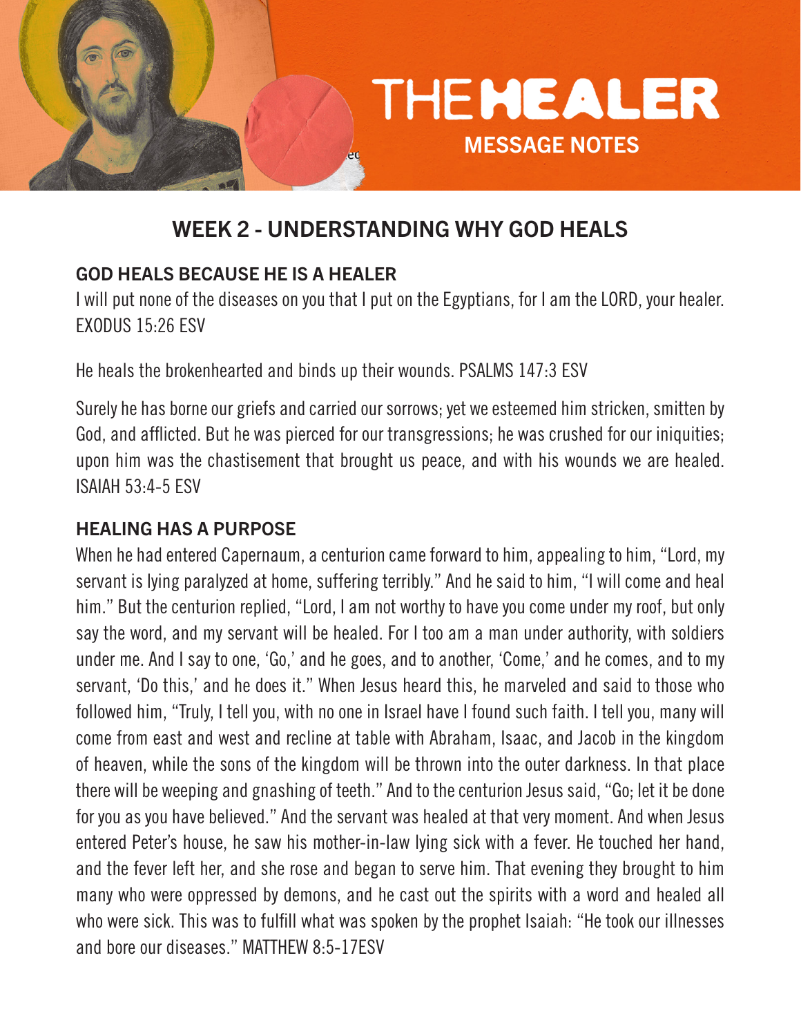# THE HEALER

## MESSAGE NOTES

## WEEK 2 - UNDERSTANDING WHY GOD HEALS

### GOD HEALS BECAUSE HE IS A HEALER

I will put none of the diseases on you that I put on the Egyptians, for I am the LORD, your healer. EXODUS 15:26 ESV

He heals the brokenhearted and binds up their wounds. PSALMS 147:3 ESV

Surely he has borne our griefs and carried our sorrows; yet we esteemed him stricken, smitten by God, and afflicted. But he was pierced for our transgressions; he was crushed for our iniquities; upon him was the chastisement that brought us peace, and with his wounds we are healed. ISAIAH 53:4-5 ESV

### HEALING HAS A PURPOSE

When he had entered Capernaum, a centurion came forward to him, appealing to him, "Lord, my servant is lying paralyzed at home, suffering terribly." And he said to him, "I will come and heal him." But the centurion replied, "Lord, I am not worthy to have you come under my roof, but only say the word, and my servant will be healed. For I too am a man under authority, with soldiers under me. And I say to one, 'Go,' and he goes, and to another, 'Come,' and he comes, and to my servant, 'Do this,' and he does it." When Jesus heard this, he marveled and said to those who followed him, "Truly, I tell you, with no one in Israel have I found such faith. I tell you, many will come from east and west and recline at table with Abraham, Isaac, and Jacob in the kingdom of heaven, while the sons of the kingdom will be thrown into the outer darkness. In that place there will be weeping and gnashing of teeth." And to the centurion Jesus said, "Go; let it be done for you as you have believed." And the servant was healed at that very moment. And when Jesus entered Peter's house, he saw his mother-in-law lying sick with a fever. He touched her hand, and the fever left her, and she rose and began to serve him. That evening they brought to him many who were oppressed by demons, and he cast out the spirits with a word and healed all who were sick. This was to fulfill what was spoken by the prophet Isaiah: "He took our illnesses and bore our diseases." MATTHEW 8:5-17ESV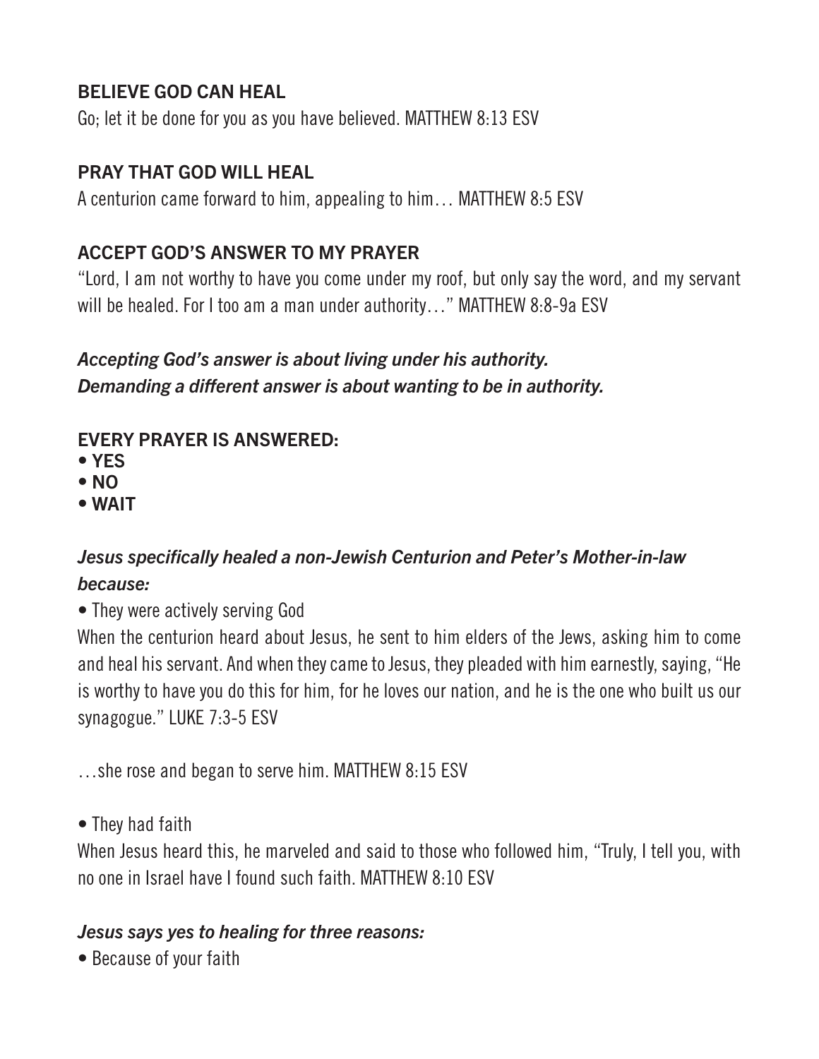**BELIEVE GOD CAN HEAL**

Go; let it be done for you as you have believed. MATTHEW 8:13 ESV

**PRAY THAT GOD WILL HEAL**

A centurion came forward to him, appealing to him… MATTHEW 8:5 ESV

**ACCEPT GOD'S ANSWER TO MY PRAYER**

"Lord, I am not worthy to have you come under my roof, but only say the word, and my servant will be healed. For I too am a man under authority…" MATTHEW 8:8-9a ESV

***Accepting God's answer is about living under his authority.***
***Demanding a different answer is about wanting to be in authority.***

**EVERY PRAYER IS ANSWERED:**

- **YES**
- **NO**
- **WAIT**

***Jesus specifically healed a non-Jewish Centurion and Peter's Mother-in-law because:***

- They were actively serving God

When the centurion heard about Jesus, he sent to him elders of the Jews, asking him to come and heal his servant. And when they came to Jesus, they pleaded with him earnestly, saying, "He is worthy to have you do this for him, for he loves our nation, and he is the one who built us our synagogue." LUKE 7:3-5 ESV

…she rose and began to serve him. MATTHEW 8:15 ESV

- They had faith

When Jesus heard this, he marveled and said to those who followed him, "Truly, I tell you, with no one in Israel have I found such faith. MATTHEW 8:10 ESV

***Jesus says yes to healing for three reasons:***

- Because of your faith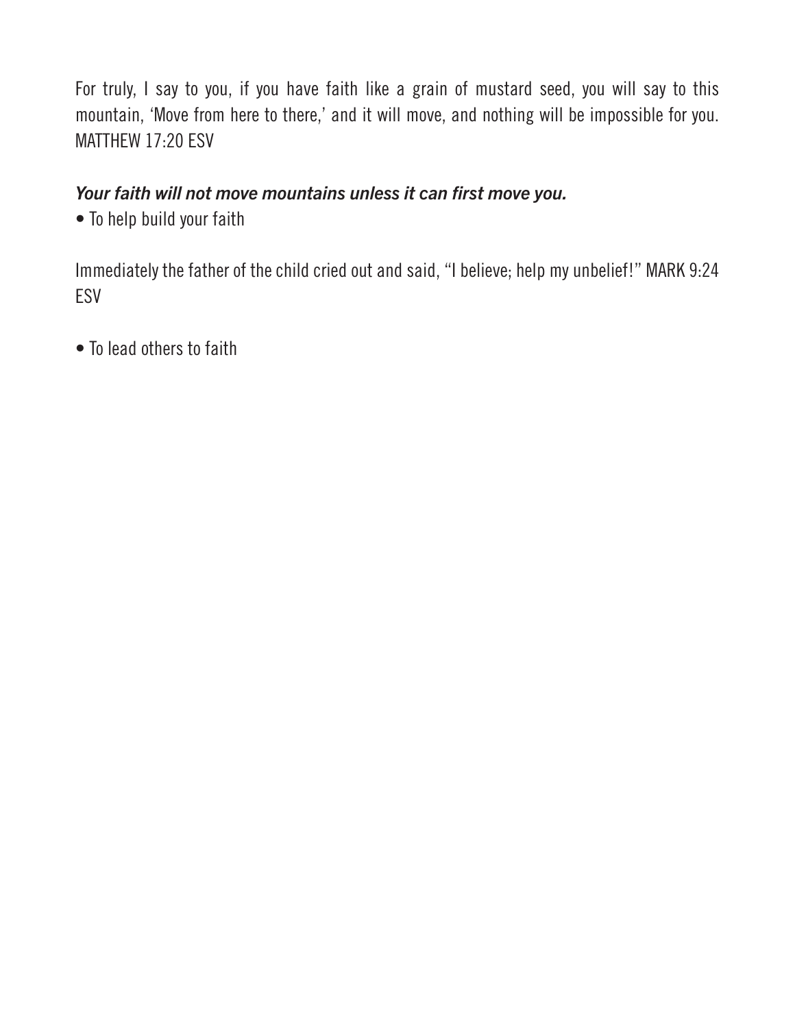For truly, I say to you, if you have faith like a grain of mustard seed, you will say to this mountain, 'Move from here to there,' and it will move, and nothing will be impossible for you. MATTHEW 17:20 ESV

***Your faith will not move mountains unless it can first move you.***

- To help build your faith

Immediately the father of the child cried out and said, "I believe; help my unbelief!" MARK 9:24 ESV

- To lead others to faith